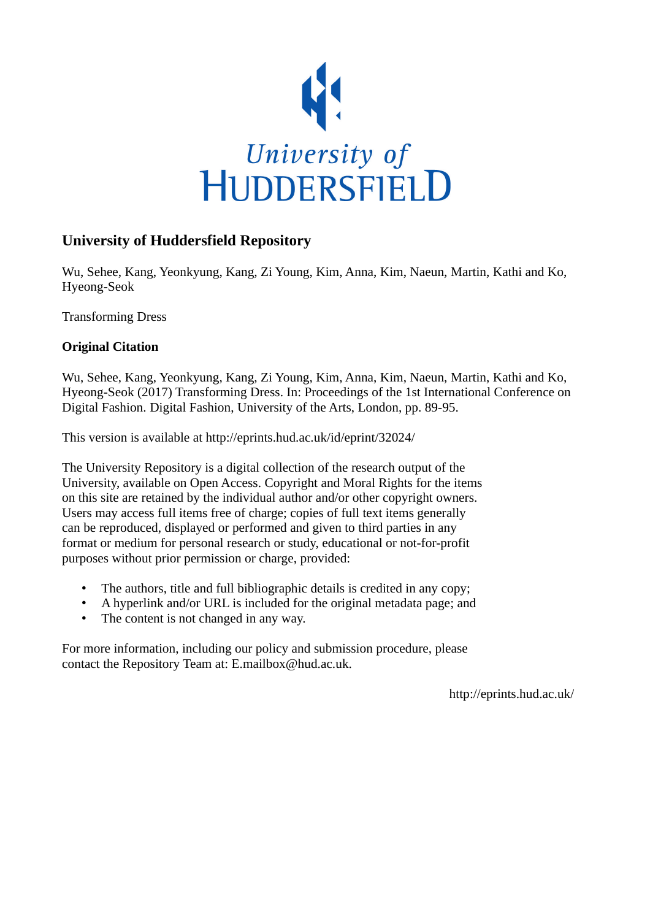University of Huddersfield

# University of Huddersfield Repository

Wu, Sehee, Kang, Yeonkyung, Kang, Zi Young, Kim, Anna, Kim, Naeun, Martin, Kathi and Ko, Hyeong-Seok

Transforming Dress

**Original Citation**

Wu, Sehee, Kang, Yeonkyung, Kang, Zi Young, Kim, Anna, Kim, Naeun, Martin, Kathi and Ko, Hyeong-Seok (2017) Transforming Dress. In: Proceedings of the 1st International Conference on Digital Fashion. Digital Fashion, University of the Arts, London, pp. 89-95.

This version is available at http://eprints.hud.ac.uk/id/eprint/32024/

The University Repository is a digital collection of the research output of the University, available on Open Access. Copyright and Moral Rights for the items on this site are retained by the individual author and/or other copyright owners. Users may access full items free of charge; copies of full text items generally can be reproduced, displayed or performed and given to third parties in any format or medium for personal research or study, educational or not-for-profit purposes without prior permission or charge, provided:

- The authors, title and full bibliographic details is credited in any copy;
- A hyperlink and/or URL is included for the original metadata page; and
- The content is not changed in any way.

For more information, including our policy and submission procedure, please contact the Repository Team at: E.mailbox@hud.ac.uk.

http://eprints.hud.ac.uk/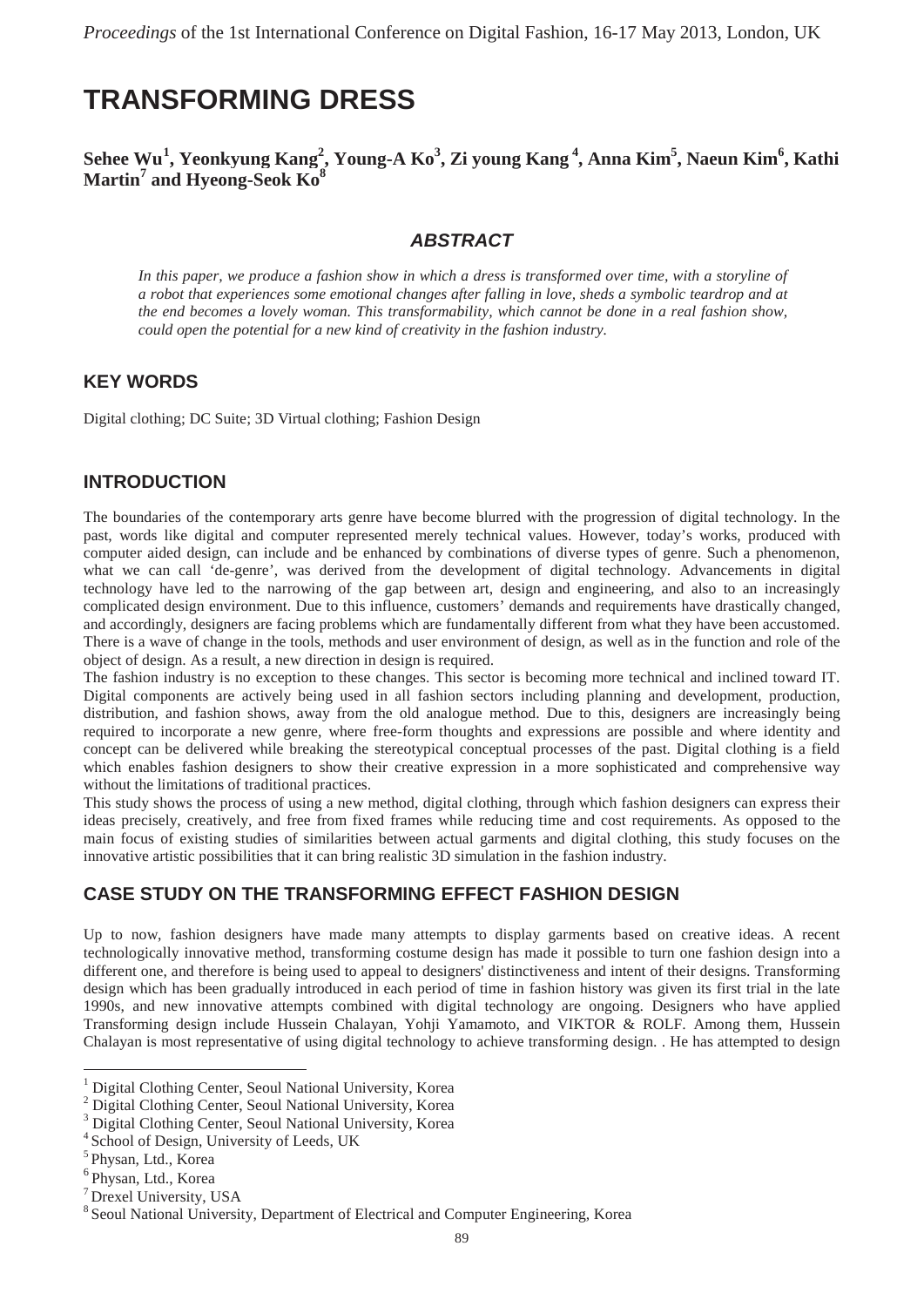# TRANSFORMING DRESS

**Sehee Wu[1], Yeonkyung Kang[2], Young-A Ko[3], Zi young Kang[4], Anna Kim[5], Naeun Kim[6], Kathi Martin[7] and Hyeong-Seok Ko[8]**

## *ABSTRACT*

*In this paper, we produce a fashion show in which a dress is transformed over time, with a storyline of a robot that experiences some emotional changes after falling in love, sheds a symbolic teardrop and at the end becomes a lovely woman. This transformability, which cannot be done in a real fashion show, could open the potential for a new kind of creativity in the fashion industry.*

## KEY WORDS

Digital clothing; DC Suite; 3D Virtual clothing; Fashion Design

## INTRODUCTION

The boundaries of the contemporary arts genre have become blurred with the progression of digital technology. In the past, words like digital and computer represented merely technical values. However, today's works, produced with computer aided design, can include and be enhanced by combinations of diverse types of genre. Such a phenomenon, what we can call 'de-genre', was derived from the development of digital technology. Advancements in digital technology have led to the narrowing of the gap between art, design and engineering, and also to an increasingly complicated design environment. Due to this influence, customers' demands and requirements have drastically changed, and accordingly, designers are facing problems which are fundamentally different from what they have been accustomed. There is a wave of change in the tools, methods and user environment of design, as well as in the function and role of the object of design. As a result, a new direction in design is required.

The fashion industry is no exception to these changes. This sector is becoming more technical and inclined toward IT. Digital components are actively being used in all fashion sectors including planning and development, production, distribution, and fashion shows, away from the old analogue method. Due to this, designers are increasingly being required to incorporate a new genre, where free-form thoughts and expressions are possible and where identity and concept can be delivered while breaking the stereotypical conceptual processes of the past. Digital clothing is a field which enables fashion designers to show their creative expression in a more sophisticated and comprehensive way without the limitations of traditional practices.

This study shows the process of using a new method, digital clothing, through which fashion designers can express their ideas precisely, creatively, and free from fixed frames while reducing time and cost requirements. As opposed to the main focus of existing studies of similarities between actual garments and digital clothing, this study focuses on the innovative artistic possibilities that it can bring realistic 3D simulation in the fashion industry.

## CASE STUDY ON THE TRANSFORMING EFFECT FASHION DESIGN

Up to now, fashion designers have made many attempts to display garments based on creative ideas. A recent technologically innovative method, transforming costume design has made it possible to turn one fashion design into a different one, and therefore is being used to appeal to designers' distinctiveness and intent of their designs. Transforming design which has been gradually introduced in each period of time in fashion history was given its first trial in the late 1990s, and new innovative attempts combined with digital technology are ongoing. Designers who have applied Transforming design include Hussein Chalayan, Yohji Yamamoto, and VIKTOR & ROLF. Among them, Hussein Chalayan is most representative of using digital technology to achieve transforming design. . He has attempted to design

---

[1] Digital Clothing Center, Seoul National University, Korea
[2] Digital Clothing Center, Seoul National University, Korea
[3] Digital Clothing Center, Seoul National University, Korea
[4] School of Design, University of Leeds, UK
[5] Physan, Ltd., Korea
[6] Physan, Ltd., Korea
[7] Drexel University, USA
[8] Seoul National University, Department of Electrical and Computer Engineering, Korea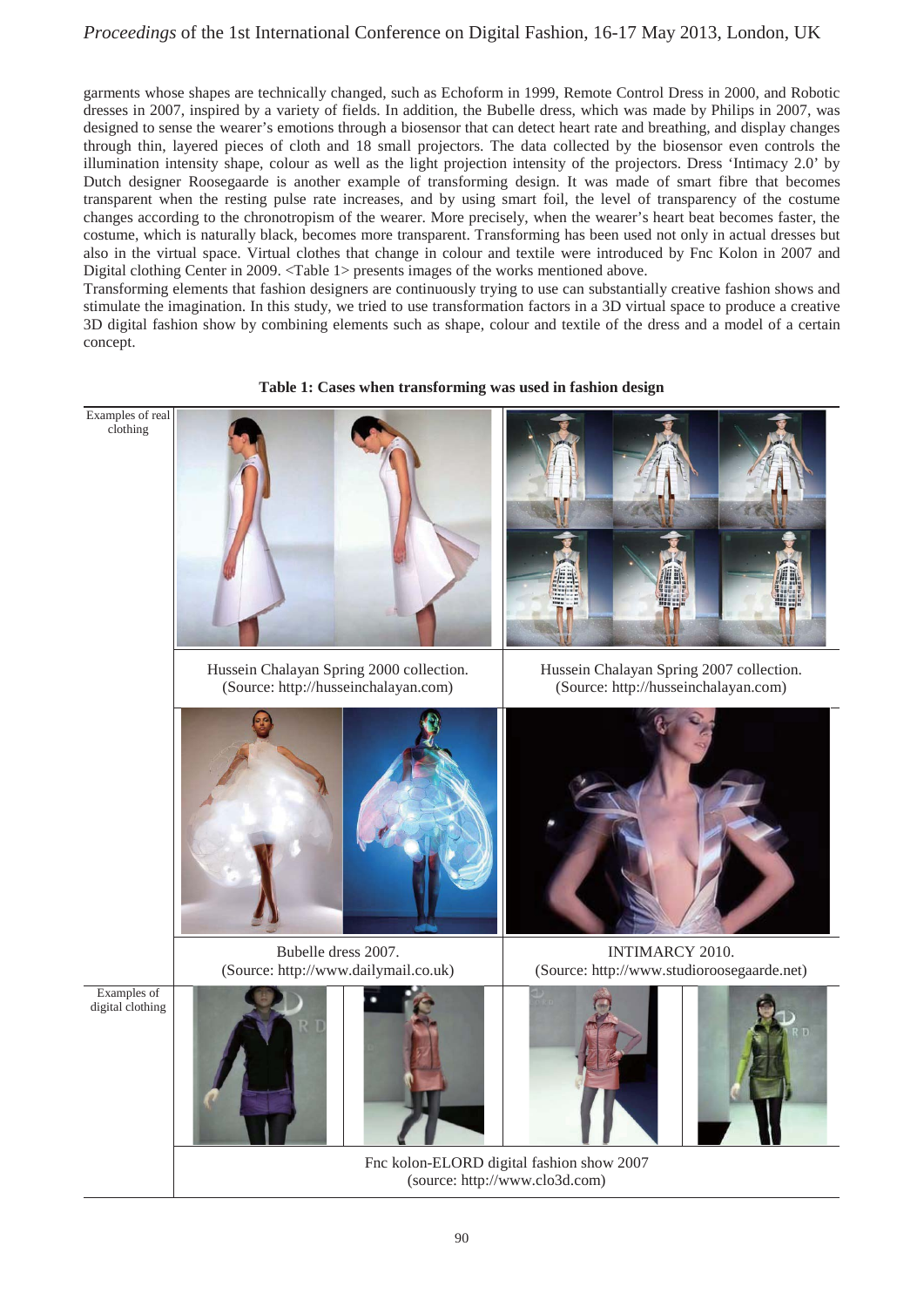garments whose shapes are technically changed, such as Echoform in 1999, Remote Control Dress in 2000, and Robotic dresses in 2007, inspired by a variety of fields. In addition, the Bubelle dress, which was made by Philips in 2007, was designed to sense the wearer's emotions through a biosensor that can detect heart rate and breathing, and display changes through thin, layered pieces of cloth and 18 small projectors. The data collected by the biosensor even controls the illumination intensity shape, colour as well as the light projection intensity of the projectors. Dress 'Intimacy 2.0' by Dutch designer Roosegaarde is another example of transforming design. It was made of smart fibre that becomes transparent when the resting pulse rate increases, and by using smart foil, the level of transparency of the costume changes according to the chronotropism of the wearer. More precisely, when the wearer's heart beat becomes faster, the costume, which is naturally black, becomes more transparent. Transforming has been used not only in actual dresses but also in the virtual space. Virtual clothes that change in colour and textile were introduced by Fnc Kolon in 2007 and Digital clothing Center in 2009. <Table 1> presents images of the works mentioned above.

Transforming elements that fashion designers are continuously trying to use can substantially creative fashion shows and stimulate the imagination. In this study, we tried to use transformation factors in a 3D virtual space to produce a creative 3D digital fashion show by combining elements such as shape, colour and textile of the dress and a model of a certain concept.

**Table 1: Cases when transforming was used in fashion design**

| | | |
|---|---|---|
| Examples of real clothing | Hussein Chalayan Spring 2000 collection. (Source: http://husseinchalayan.com) | Hussein Chalayan Spring 2007 collection. (Source: http://husseinchalayan.com) |
| | Bubelle dress 2007. (Source: http://www.dailymail.co.uk) | INTIMARCY 2010. (Source: http://www.studioroosegaarde.net) |
| Examples of digital clothing | Fnc kolon-ELORD digital fashion show 2007 (source: http://www.clo3d.com) | |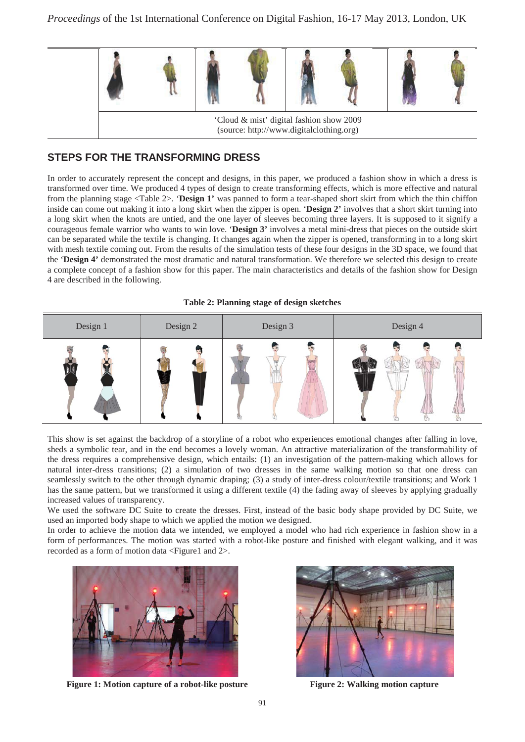| | |
|---|---|
| | 'Cloud & mist' digital fashion show 2009 (source: http://www.digitalclothing.org) |

## STEPS FOR THE TRANSFORMING DRESS

In order to accurately represent the concept and designs, in this paper, we produced a fashion show in which a dress is transformed over time. We produced 4 types of design to create transforming effects, which is more effective and natural from the planning stage <Table 2>. '**Design 1'** was panned to form a tear-shaped short skirt from which the thin chiffon inside can come out making it into a long skirt when the zipper is open. '**Design 2'** involves that a short skirt turning into a long skirt when the knots are untied, and the one layer of sleeves becoming three layers. It is supposed to it signify a courageous female warrior who wants to win love. '**Design 3'** involves a metal mini-dress that pieces on the outside skirt can be separated while the textile is changing. It changes again when the zipper is opened, transforming in to a long skirt with mesh textile coming out. From the results of the simulation tests of these four designs in the 3D space, we found that the '**Design 4'** demonstrated the most dramatic and natural transformation. We therefore we selected this design to create a complete concept of a fashion show for this paper. The main characteristics and details of the fashion show for Design 4 are described in the following.

**Table 2: Planning stage of design sketches**

| Design 1 | Design 2 | Design 3 | Design 4 |
|---|---|---|---|
| | | | |

This show is set against the backdrop of a storyline of a robot who experiences emotional changes after falling in love, sheds a symbolic tear, and in the end becomes a lovely woman. An attractive materialization of the transformability of the dress requires a comprehensive design, which entails: (1) an investigation of the pattern-making which allows for natural inter-dress transitions; (2) a simulation of two dresses in the same walking motion so that one dress can seamlessly switch to the other through dynamic draping; (3) a study of inter-dress colour/textile transitions; and Work 1 has the same pattern, but we transformed it using a different textile (4) the fading away of sleeves by applying gradually increased values of transparency.

We used the software DC Suite to create the dresses. First, instead of the basic body shape provided by DC Suite, we used an imported body shape to which we applied the motion we designed.

In order to achieve the motion data we intended, we employed a model who had rich experience in fashion show in a form of performances. The motion was started with a robot-like posture and finished with elegant walking, and it was recorded as a form of motion data <Figure1 and 2>.

**Figure 1: Motion capture of a robot-like posture**

**Figure 2: Walking motion capture**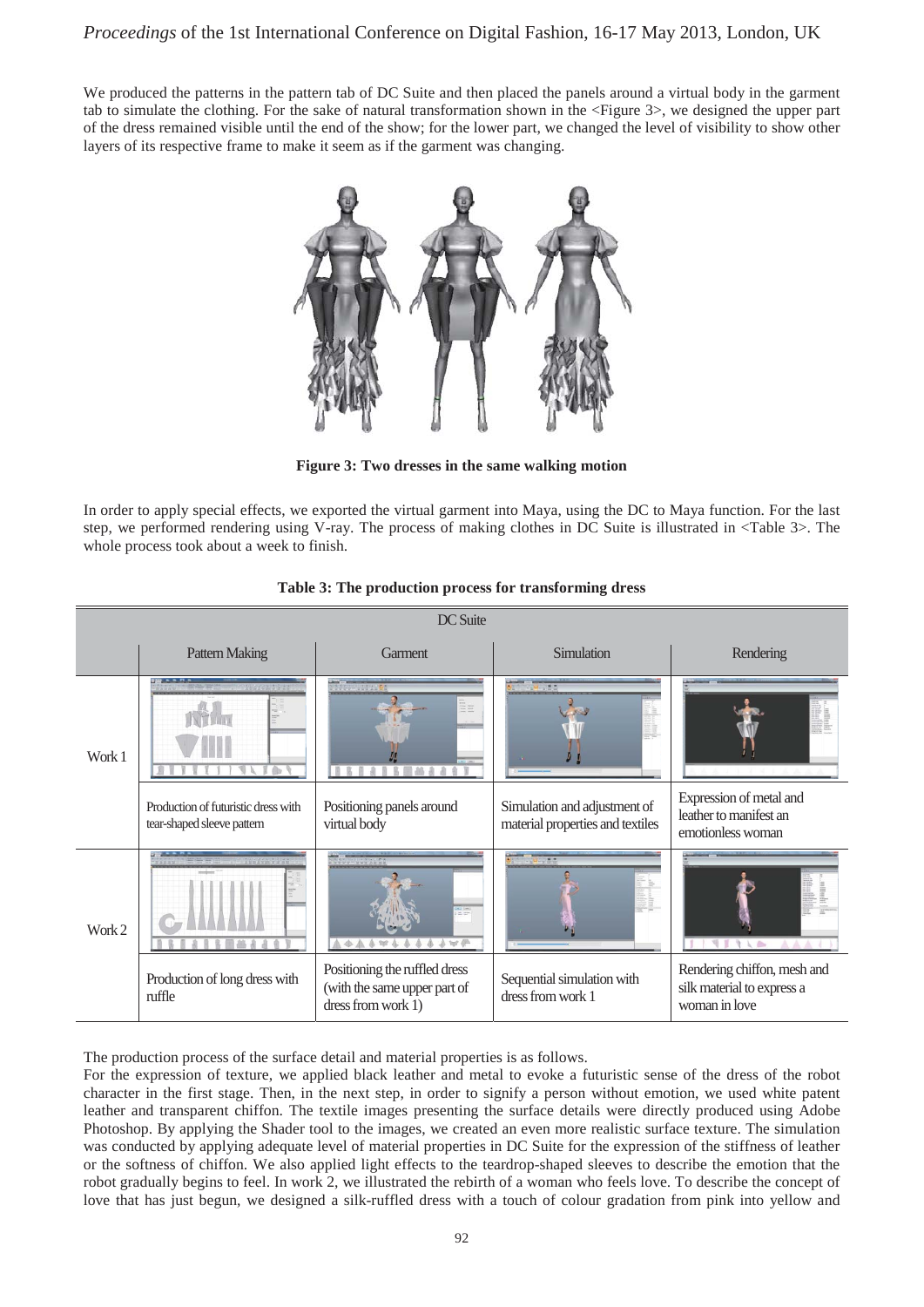We produced the patterns in the pattern tab of DC Suite and then placed the panels around a virtual body in the garment tab to simulate the clothing. For the sake of natural transformation shown in the <Figure 3>, we designed the upper part of the dress remained visible until the end of the show; for the lower part, we changed the level of visibility to show other layers of its respective frame to make it seem as if the garment was changing.

**Figure 3: Two dresses in the same walking motion**

In order to apply special effects, we exported the virtual garment into Maya, using the DC to Maya function. For the last step, we performed rendering using V-ray. The process of making clothes in DC Suite is illustrated in <Table 3>. The whole process took about a week to finish.

**Table 3: The production process for transforming dress**

| | DC Suite | | | |
|---|---|---|---|---|
| | Pattern Making | Garment | Simulation | Rendering |
| Work 1 | Production of futuristic dress with tear-shaped sleeve pattern | Positioning panels around virtual body | Simulation and adjustment of material properties and textiles | Expression of metal and leather to manifest an emotionless woman |
| Work 2 | Production of long dress with ruffle | Positioning the ruffled dress (with the same upper part of dress from work 1) | Sequential simulation with dress from work 1 | Rendering chiffon, mesh and silk material to express a woman in love |

The production process of the surface detail and material properties is as follows.

For the expression of texture, we applied black leather and metal to evoke a futuristic sense of the dress of the robot character in the first stage. Then, in the next step, in order to signify a person without emotion, we used white patent leather and transparent chiffon. The textile images presenting the surface details were directly produced using Adobe Photoshop. By applying the Shader tool to the images, we created an even more realistic surface texture. The simulation was conducted by applying adequate level of material properties in DC Suite for the expression of the stiffness of leather or the softness of chiffon. We also applied light effects to the teardrop-shaped sleeves to describe the emotion that the robot gradually begins to feel. In work 2, we illustrated the rebirth of a woman who feels love. To describe the concept of love that has just begun, we designed a silk-ruffled dress with a touch of colour gradation from pink into yellow and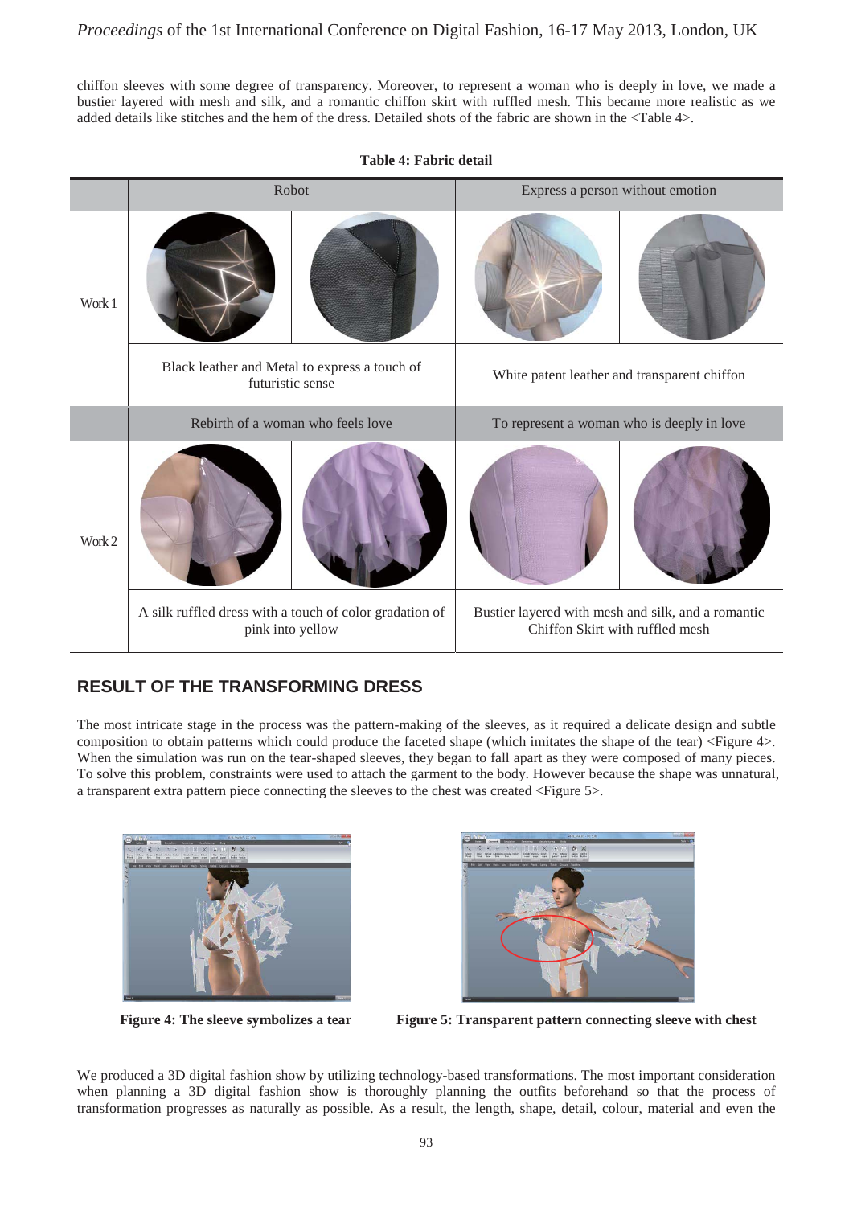chiffon sleeves with some degree of transparency. Moreover, to represent a woman who is deeply in love, we made a bustier layered with mesh and silk, and a romantic chiffon skirt with ruffled mesh. This became more realistic as we added details like stitches and the hem of the dress. Detailed shots of the fabric are shown in the <Table 4>.

**Table 4: Fabric detail**

| | Robot | Express a person without emotion |
|---|---|---|
| Work 1 | | |
| | Black leather and Metal to express a touch of futuristic sense | White patent leather and transparent chiffon |
| | Rebirth of a woman who feels love | To represent a woman who is deeply in love |
| Work 2 | | |
| | A silk ruffled dress with a touch of color gradation of pink into yellow | Bustier layered with mesh and silk, and a romantic Chiffon Skirt with ruffled mesh |

## RESULT OF THE TRANSFORMING DRESS

The most intricate stage in the process was the pattern-making of the sleeves, as it required a delicate design and subtle composition to obtain patterns which could produce the faceted shape (which imitates the shape of the tear) <Figure 4>. When the simulation was run on the tear-shaped sleeves, they began to fall apart as they were composed of many pieces. To solve this problem, constraints were used to attach the garment to the body. However because the shape was unnatural, a transparent extra pattern piece connecting the sleeves to the chest was created <Figure 5>.

**Figure 4: The sleeve symbolizes a tear**

**Figure 5: Transparent pattern connecting sleeve with chest**

We produced a 3D digital fashion show by utilizing technology-based transformations. The most important consideration when planning a 3D digital fashion show is thoroughly planning the outfits beforehand so that the process of transformation progresses as naturally as possible. As a result, the length, shape, detail, colour, material and even the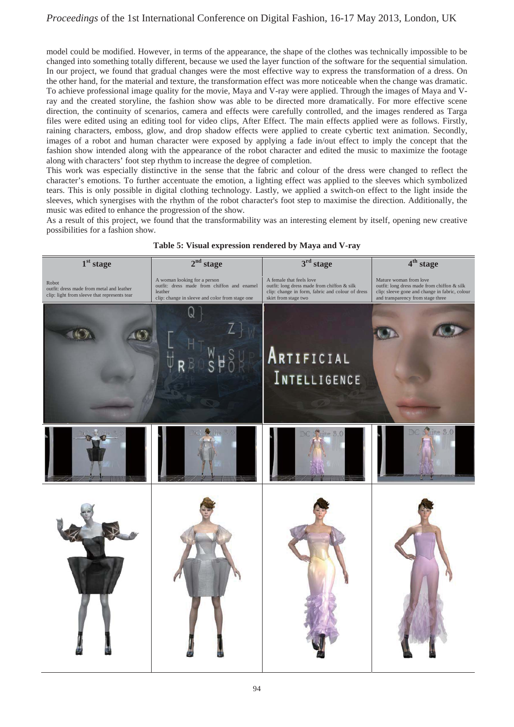model could be modified. However, in terms of the appearance, the shape of the clothes was technically impossible to be changed into something totally different, because we used the layer function of the software for the sequential simulation. In our project, we found that gradual changes were the most effective way to express the transformation of a dress. On the other hand, for the material and texture, the transformation effect was more noticeable when the change was dramatic. To achieve professional image quality for the movie, Maya and V-ray were applied. Through the images of Maya and V-ray and the created storyline, the fashion show was able to be directed more dramatically. For more effective scene direction, the continuity of scenarios, camera and effects were carefully controlled, and the images rendered as Targa files were edited using an editing tool for video clips, After Effect. The main effects applied were as follows. Firstly, raining characters, emboss, glow, and drop shadow effects were applied to create cybertic text animation. Secondly, images of a robot and human character were exposed by applying a fade in/out effect to imply the concept that the fashion show intended along with the appearance of the robot character and edited the music to maximize the footage along with characters' foot step rhythm to increase the degree of completion.

This work was especially distinctive in the sense that the fabric and colour of the dress were changed to reflect the character's emotions. To further accentuate the emotion, a lighting effect was applied to the sleeves which symbolized tears. This is only possible in digital clothing technology. Lastly, we applied a switch-on effect to the light inside the sleeves, which synergises with the rhythm of the robot character's foot step to maximise the direction. Additionally, the music was edited to enhance the progression of the show.

As a result of this project, we found that the transformability was an interesting element by itself, opening new creative possibilities for a fashion show.

**Table 5: Visual expression rendered by Maya and V-ray**

| 1st stage | 2nd stage | 3rd stage | 4th stage |
|---|---|---|---|
| Robot<br>outfit: dress made from metal and leather<br>clip: light from sleeve that represents tear | A woman looking for a person<br>outfit: dress made from chiffon and enamel leather<br>clip: change in sleeve and color from stage one | A female that feels love<br>outfit: long dress made from chiffon & silk<br>clip: change in form, fabric and colour of dress skirt from stage two | Mature woman from love<br>outfit: long dress made from chiffon & silk<br>clip: sleeve gone and change in fabric, colour and transparency from stage three |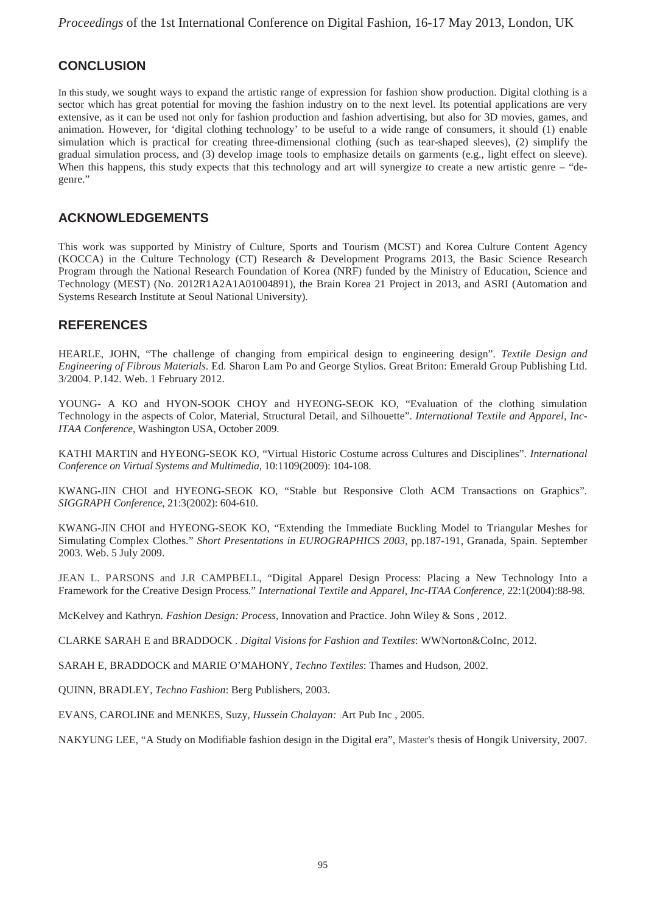## CONCLUSION

In this study, we sought ways to expand the artistic range of expression for fashion show production. Digital clothing is a sector which has great potential for moving the fashion industry on to the next level. Its potential applications are very extensive, as it can be used not only for fashion production and fashion advertising, but also for 3D movies, games, and animation. However, for 'digital clothing technology' to be useful to a wide range of consumers, it should (1) enable simulation which is practical for creating three-dimensional clothing (such as tear-shaped sleeves), (2) simplify the gradual simulation process, and (3) develop image tools to emphasize details on garments (e.g., light effect on sleeve). When this happens, this study expects that this technology and art will synergize to create a new artistic genre – "de-genre."

## ACKNOWLEDGEMENTS

This work was supported by Ministry of Culture, Sports and Tourism (MCST) and Korea Culture Content Agency (KOCCA) in the Culture Technology (CT) Research & Development Programs 2013, the Basic Science Research Program through the National Research Foundation of Korea (NRF) funded by the Ministry of Education, Science and Technology (MEST) (No. 2012R1A2A1A01004891), the Brain Korea 21 Project in 2013, and ASRI (Automation and Systems Research Institute at Seoul National University).

## REFERENCES

HEARLE, JOHN, "The challenge of changing from empirical design to engineering design". *Textile Design and Engineering of Fibrous Materials*. Ed. Sharon Lam Po and George Stylios. Great Briton: Emerald Group Publishing Ltd. 3/2004. P.142. Web. 1 February 2012.

YOUNG- A KO and HYON-SOOK CHOY and HYEONG-SEOK KO, "Evaluation of the clothing simulation Technology in the aspects of Color, Material, Structural Detail, and Silhouette". *International Textile and Apparel, Inc-ITAA Conference*, Washington USA, October 2009.

KATHI MARTIN and HYEONG-SEOK KO, "Virtual Historic Costume across Cultures and Disciplines". *International Conference on Virtual Systems and Multimedia*, 10:1109(2009): 104-108.

KWANG-JIN CHOI and HYEONG-SEOK KO, "Stable but Responsive Cloth ACM Transactions on Graphics". *SIGGRAPH Conference*, 21:3(2002): 604-610.

KWANG-JIN CHOI and HYEONG-SEOK KO, "Extending the Immediate Buckling Model to Triangular Meshes for Simulating Complex Clothes." *Short Presentations in EUROGRAPHICS 2003*, pp.187-191, Granada, Spain. September 2003. Web. 5 July 2009.

JEAN L. PARSONS and J.R CAMPBELL, "Digital Apparel Design Process: Placing a New Technology Into a Framework for the Creative Design Process." *International Textile and Apparel, Inc-ITAA Conference*, 22:1(2004):88-98.

McKelvey and Kathryn. *Fashion Design: Process,* Innovation and Practice. John Wiley & Sons , 2012.

CLARKE SARAH E and BRADDOCK . *Digital Visions for Fashion and Textiles*: WWNorton&CoInc, 2012.

SARAH E, BRADDOCK and MARIE O'MAHONY, *Techno Textiles*: Thames and Hudson, 2002.

QUINN, BRADLEY, *Techno Fashion*: Berg Publishers, 2003.

EVANS, CAROLINE and MENKES, Suzy, *Hussein Chalayan:* Art Pub Inc , 2005.

NAKYUNG LEE, "A Study on Modifiable fashion design in the Digital era", Master's thesis of Hongik University, 2007.